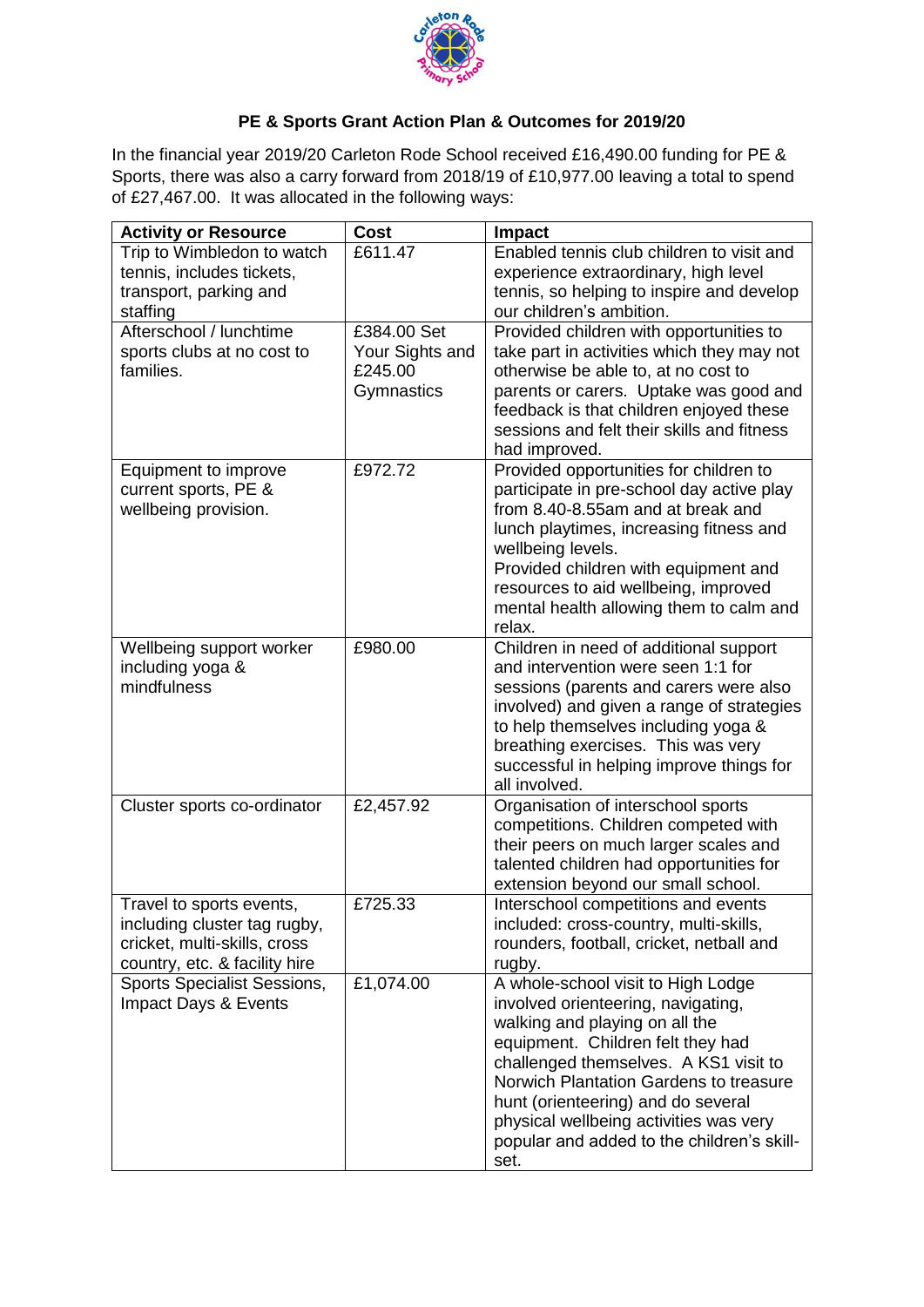## PE & Sports Grant Action Plan & Outcomes for 2019/20

In the financial year 2019/20 Carleton Rode School received £16,490.00 funding for PE & Sports, there was also a carry forward from 2018/19 of £10,977.00 leaving a total to spend of £27,467.00. It was allocated in the following ways:

| Activity or Resource | Cost | Impact |
|---|---|---|
| Trip to Wimbledon to watch tennis, includes tickets, transport, parking and staffing | £611.47 | Enabled tennis club children to visit and experience extraordinary, high level tennis, so helping to inspire and develop our children's ambition. |
| Afterschool / lunchtime sports clubs at no cost to families. | £384.00 Set Your Sights and £245.00 Gymnastics | Provided children with opportunities to take part in activities which they may not otherwise be able to, at no cost to parents or carers. Uptake was good and feedback is that children enjoyed these sessions and felt their skills and fitness had improved. |
| Equipment to improve current sports, PE & wellbeing provision. | £972.72 | Provided opportunities for children to participate in pre-school day active play from 8.40-8.55am and at break and lunch playtimes, increasing fitness and wellbeing levels.<br>Provided children with equipment and resources to aid wellbeing, improved mental health allowing them to calm and relax. |
| Wellbeing support worker including yoga & mindfulness | £980.00 | Children in need of additional support and intervention were seen 1:1 for sessions (parents and carers were also involved) and given a range of strategies to help themselves including yoga & breathing exercises. This was very successful in helping improve things for all involved. |
| Cluster sports co-ordinator | £2,457.92 | Organisation of interschool sports competitions. Children competed with their peers on much larger scales and talented children had opportunities for extension beyond our small school. |
| Travel to sports events, including cluster tag rugby, cricket, multi-skills, cross country, etc. & facility hire | £725.33 | Interschool competitions and events included: cross-country, multi-skills, rounders, football, cricket, netball and rugby. |
| Sports Specialist Sessions, Impact Days & Events | £1,074.00 | A whole-school visit to High Lodge involved orienteering, navigating, walking and playing on all the equipment. Children felt they had challenged themselves. A KS1 visit to Norwich Plantation Gardens to treasure hunt (orienteering) and do several physical wellbeing activities was very popular and added to the children's skill-set. |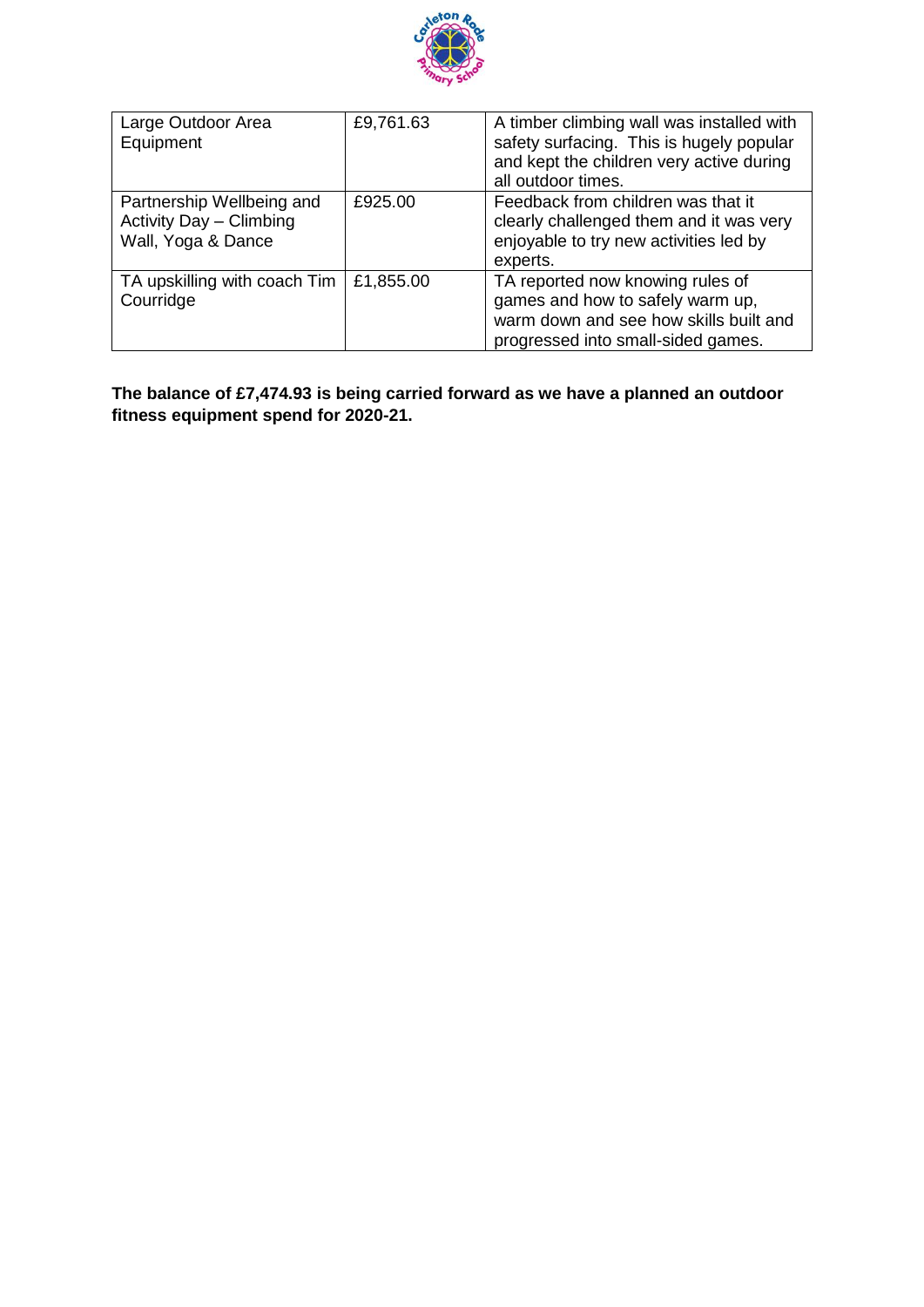| | | |
|---|---|---|
| Large Outdoor Area Equipment | £9,761.63 | A timber climbing wall was installed with safety surfacing. This is hugely popular and kept the children very active during all outdoor times. |
| Partnership Wellbeing and Activity Day – Climbing Wall, Yoga & Dance | £925.00 | Feedback from children was that it clearly challenged them and it was very enjoyable to try new activities led by experts. |
| TA upskilling with coach Tim Courridge | £1,855.00 | TA reported now knowing rules of games and how to safely warm up, warm down and see how skills built and progressed into small-sided games. |

**The balance of £7,474.93 is being carried forward as we have a planned an outdoor fitness equipment spend for 2020-21.**